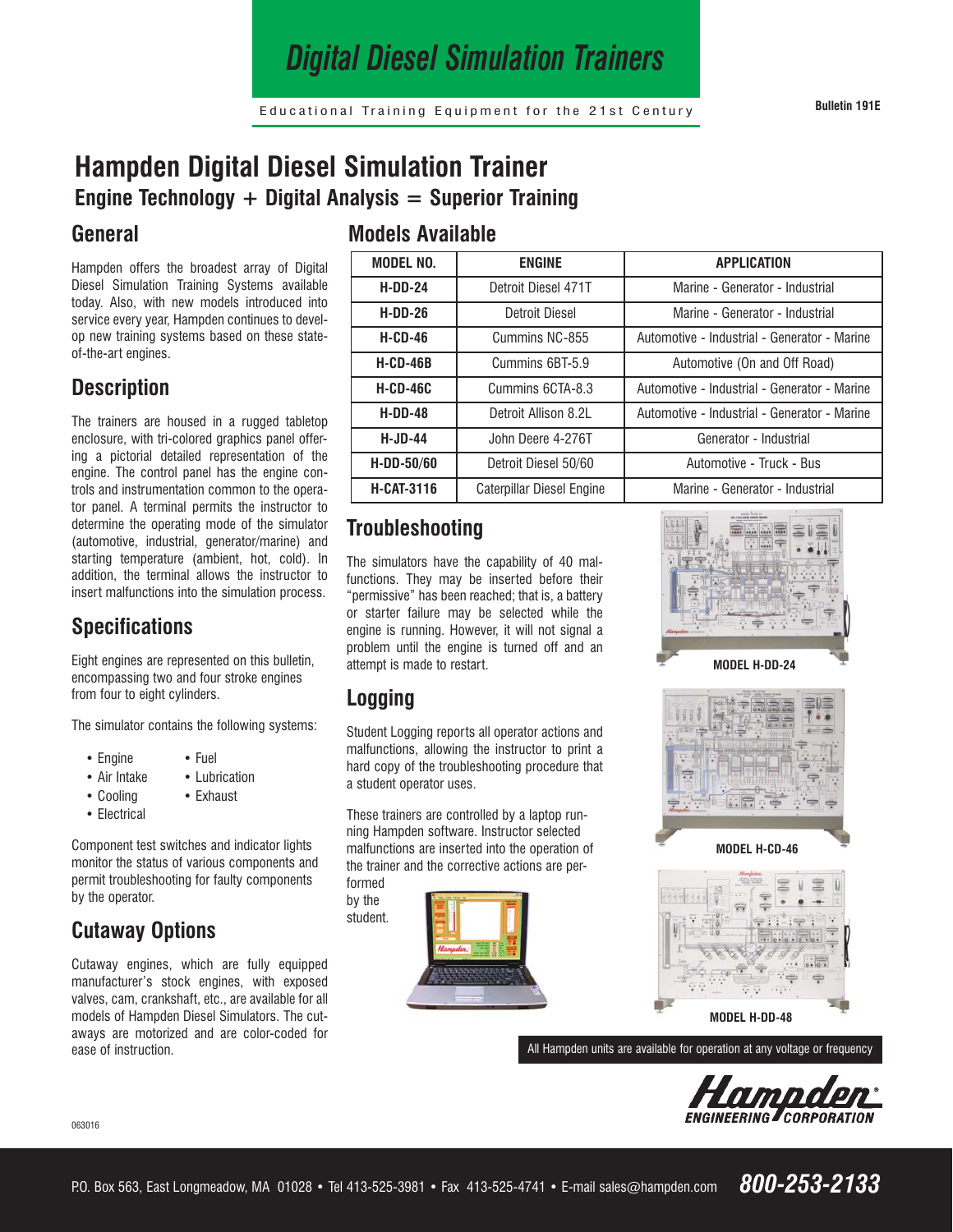# Digital Diesel Simulation Trainers

Educational Training Equipment for the 21st Century

Bulletin 191E

# Hampden Digital Diesel Simulation Trainer

## Engine Technology + Digital Analysis = Superior Training

## General

Hampden offers the broadest array of Digital Diesel Simulation Training Systems available today. Also, with new models introduced into service every year, Hampden continues to develop new training systems based on these state-of-the-art engines.

## Description

The trainers are housed in a rugged tabletop enclosure, with tri-colored graphics panel offering a pictorial detailed representation of the engine. The control panel has the engine controls and instrumentation common to the operator panel. A terminal permits the instructor to determine the operating mode of the simulator (automotive, industrial, generator/marine) and starting temperature (ambient, hot, cold). In addition, the terminal allows the instructor to insert malfunctions into the simulation process.

## Specifications

Eight engines are represented on this bulletin, encompassing two and four stroke engines from four to eight cylinders.

The simulator contains the following systems:

- Engine
- Fuel
- Air Intake
- Lubrication
- Cooling
- Exhaust
- Electrical

Component test switches and indicator lights monitor the status of various components and permit troubleshooting for faulty components by the operator.

## Cutaway Options

Cutaway engines, which are fully equipped manufacturer's stock engines, with exposed valves, cam, crankshaft, etc., are available for all models of Hampden Diesel Simulators. The cutaways are motorized and are color-coded for ease of instruction.

## Models Available

| MODEL NO. | ENGINE | APPLICATION |
|---|---|---|
| H-DD-24 | Detroit Diesel 471T | Marine - Generator - Industrial |
| H-DD-26 | Detroit Diesel | Marine - Generator - Industrial |
| H-CD-46 | Cummins NC-855 | Automotive - Industrial - Generator - Marine |
| H-CD-46B | Cummins 6BT-5.9 | Automotive (On and Off Road) |
| H-CD-46C | Cummins 6CTA-8.3 | Automotive - Industrial - Generator - Marine |
| H-DD-48 | Detroit Allison 8.2L | Automotive - Industrial - Generator - Marine |
| H-JD-44 | John Deere 4-276T | Generator - Industrial |
| H-DD-50/60 | Detroit Diesel 50/60 | Automotive - Truck - Bus |
| H-CAT-3116 | Caterpillar Diesel Engine | Marine - Generator - Industrial |

## Troubleshooting

The simulators have the capability of 40 malfunctions. They may be inserted before their "permissive" has been reached; that is, a battery or starter failure may be selected while the engine is running. However, it will not signal a problem until the engine is turned off and an attempt is made to restart.

## Logging

Student Logging reports all operator actions and malfunctions, allowing the instructor to print a hard copy of the troubleshooting procedure that a student operator uses.

These trainers are controlled by a laptop running Hampden software. Instructor selected malfunctions are inserted into the operation of the trainer and the corrective actions are performed by the student.

MODEL H-DD-24

MODEL H-CD-46

MODEL H-DD-48

All Hampden units are available for operation at any voltage or frequency

Hampden ENGINEERING CORPORATION

063016

P.O. Box 563, East Longmeadow, MA 01028 • Tel 413-525-3981 • Fax 413-525-4741 • E-mail sales@hampden.com **800-253-2133**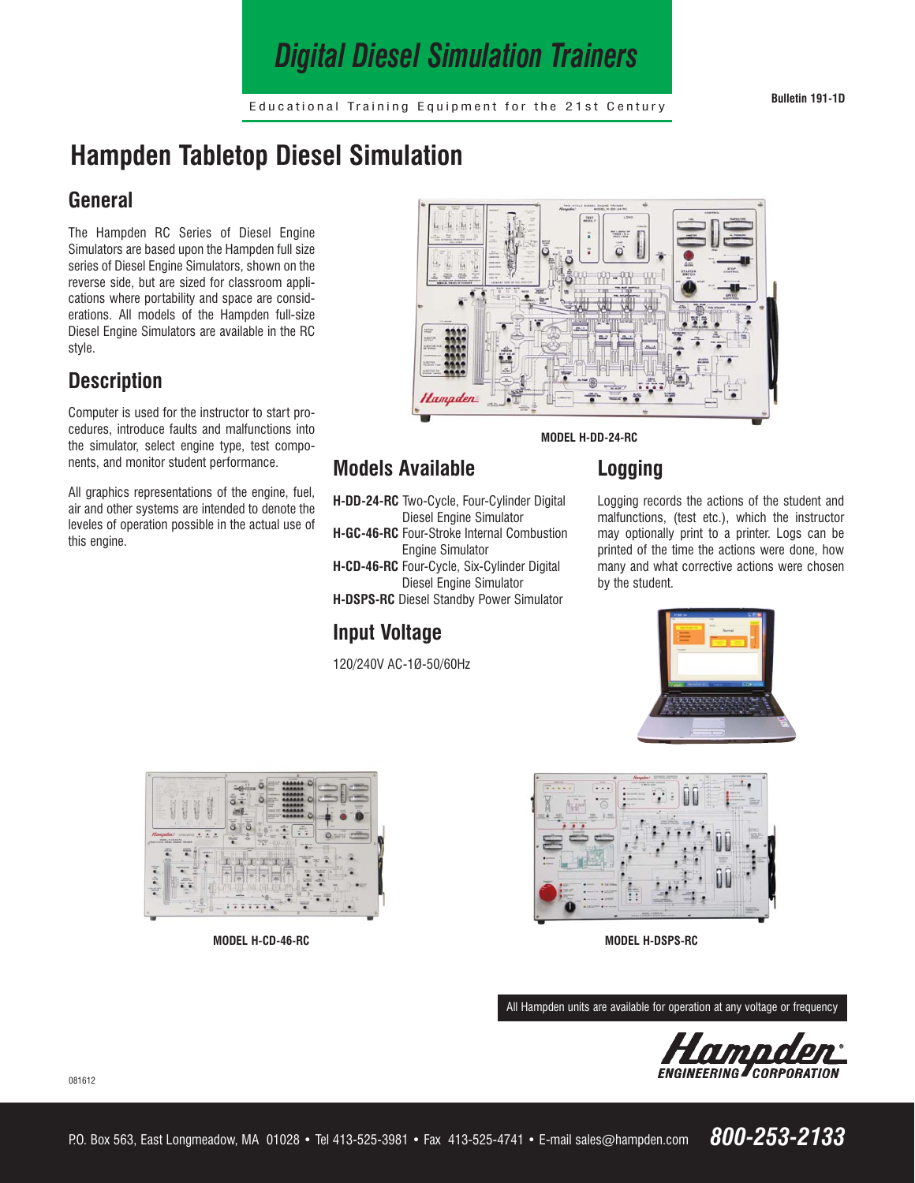# Digital Diesel Simulation Trainers

Educational Training Equipment for the 21st Century

Bulletin 191-1D

# Hampden Tabletop Diesel Simulation

## General

The Hampden RC Series of Diesel Engine Simulators are based upon the Hampden full size series of Diesel Engine Simulators, shown on the reverse side, but are sized for classroom applications where portability and space are considerations. All models of the Hampden full-size Diesel Engine Simulators are available in the RC style.

## Description

Computer is used for the instructor to start procedures, introduce faults and malfunctions into the simulator, select engine type, test components, and monitor student performance.

All graphics representations of the engine, fuel, air and other systems are intended to denote the leveles of operation possible in the actual use of this engine.

**MODEL H-DD-24-RC**

## Models Available

**H-DD-24-RC** Two-Cycle, Four-Cylinder Digital Diesel Engine Simulator
**H-GC-46-RC** Four-Stroke Internal Combustion Engine Simulator
**H-CD-46-RC** Four-Cycle, Six-Cylinder Digital Diesel Engine Simulator
**H-DSPS-RC** Diesel Standby Power Simulator

## Input Voltage

120/240V AC-1Ø-50/60Hz

## Logging

Logging records the actions of the student and malfunctions, (test etc.), which the instructor may optionally print to a printer. Logs can be printed of the time the actions were done, how many and what corrective actions were chosen by the student.

**MODEL H-CD-46-RC**

**MODEL H-DSPS-RC**

All Hampden units are available for operation at any voltage or frequency

Hampden ENGINEERING CORPORATION

081612

P.O. Box 563, East Longmeadow, MA 01028 • Tel 413-525-3981 • Fax 413-525-4741 • E-mail sales@hampden.com **800-253-2133**